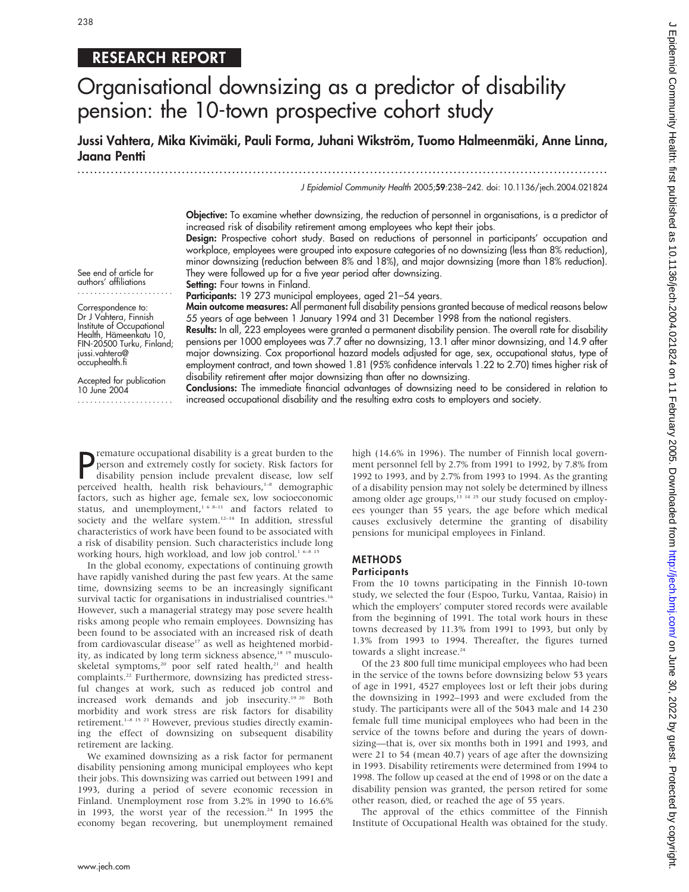RESEARCH REPORT

# Organisational downsizing as a predictor of disability pension: the 10-town prospective cohort study

**Jussi Vahtera, Mika Kivimäki, Pauli Forma, Juhani Wikström, Tuomo Halmeenmäki, Anne Linna, Jaana Pentti**

J Epidemiol Community Health 2005;**59**:238–242. doi: 10.1136/jech.2004.021824

See end of article for authors' affiliations

Correspondence to: Dr J Vahtera, Finnish Institute of Occupational Health, Hämeenkatu 10, FIN-20500 Turku, Finland; jussi.vahtera@occuphealth.fi

Accepted for publication 10 June 2004

**Objective:** To examine whether downsizing, the reduction of personnel in organisations, is a predictor of increased risk of disability retirement among employees who kept their jobs.

**Design:** Prospective cohort study. Based on reductions of personnel in participants' occupation and workplace, employees were grouped into exposure categories of no downsizing (less than 8% reduction), minor downsizing (reduction between 8% and 18%), and major downsizing (more than 18% reduction). They were followed up for a five year period after downsizing.

**Setting:** Four towns in Finland.

**Participants:** 19 273 municipal employees, aged 21–54 years.

**Main outcome measures:** All permanent full disability pensions granted because of medical reasons below 55 years of age between 1 January 1994 and 31 December 1998 from the national registers.

**Results:** In all, 223 employees were granted a permanent disability pension. The overall rate for disability pensions per 1000 employees was 7.7 after no downsizing, 13.1 after minor downsizing, and 14.9 after major downsizing. Cox proportional hazard models adjusted for age, sex, occupational status, type of employment contract, and town showed 1.81 (95% confidence intervals 1.22 to 2.70) times higher risk of disability retirement after major downsizing than after no downsizing.

**Conclusions:** The immediate financial advantages of downsizing need to be considered in relation to increased occupational disability and the resulting extra costs to employers and society.

---

Premature occupational disability is a great burden to the person and extremely costly for society. Risk factors for disability pension include prevalent disease, low self perceived health, health risk behaviours,[1–8] demographic factors, such as higher age, female sex, low socioeconomic status, and unemployment,[1 6 8–11] and factors related to society and the welfare system.[12–14] In addition, stressful characteristics of work have been found to be associated with a risk of disability pension. Such characteristics include long working hours, high workload, and low job control.[1 6–8 15]

In the global economy, expectations of continuing growth have rapidly vanished during the past few years. At the same time, downsizing seems to be an increasingly significant survival tactic for organisations in industrialised countries.[16] However, such a managerial strategy may pose severe health risks among people who remain employees. Downsizing has been found to be associated with an increased risk of death from cardiovascular disease[17] as well as heightened morbidity, as indicated by long term sickness absence,[18 19] musculoskeletal symptoms,[20] poor self rated health,[21] and health complaints.[22] Furthermore, downsizing has predicted stressful changes at work, such as reduced job control and increased work demands and job insecurity.[19 20] Both morbidity and work stress are risk factors for disability retirement.[1–8 15 23] However, previous studies directly examining the effect of downsizing on subsequent disability retirement are lacking.

We examined downsizing as a risk factor for permanent disability pensioning among municipal employees who kept their jobs. This downsizing was carried out between 1991 and 1993, during a period of severe economic recession in Finland. Unemployment rose from 3.2% in 1990 to 16.6% in 1993, the worst year of the recession.[24] In 1995 the economy began recovering, but unemployment remained high (14.6% in 1996). The number of Finnish local government personnel fell by 2.7% from 1991 to 1992, by 7.8% from 1992 to 1993, and by 2.7% from 1993 to 1994. As the granting of a disability pension may not solely be determined by illness among older age groups,[13 14 25] our study focused on employees younger than 55 years, the age before which medical causes exclusively determine the granting of disability pensions for municipal employees in Finland.

## METHODS

### Participants

From the 10 towns participating in the Finnish 10-town study, we selected the four (Espoo, Turku, Vantaa, Raisio) in which the employers' computer stored records were available from the beginning of 1991. The total work hours in these towns decreased by 11.3% from 1991 to 1993, but only by 1.3% from 1993 to 1994. Thereafter, the figures turned towards a slight increase.[24]

Of the 23 800 full time municipal employees who had been in the service of the towns before downsizing below 53 years of age in 1991, 4527 employees lost or left their jobs during the downsizing in 1992–1993 and were excluded from the study. The participants were all of the 5043 male and 14 230 female full time municipal employees who had been in the service of the towns before and during the years of downsizing—that is, over six months both in 1991 and 1993, and were 21 to 54 (mean 40.7) years of age after the downsizing in 1993. Disability retirements were determined from 1994 to 1998. The follow up ceased at the end of 1998 or on the date a disability pension was granted, the person retired for some other reason, died, or reached the age of 55 years.

The approval of the ethics committee of the Finnish Institute of Occupational Health was obtained for the study.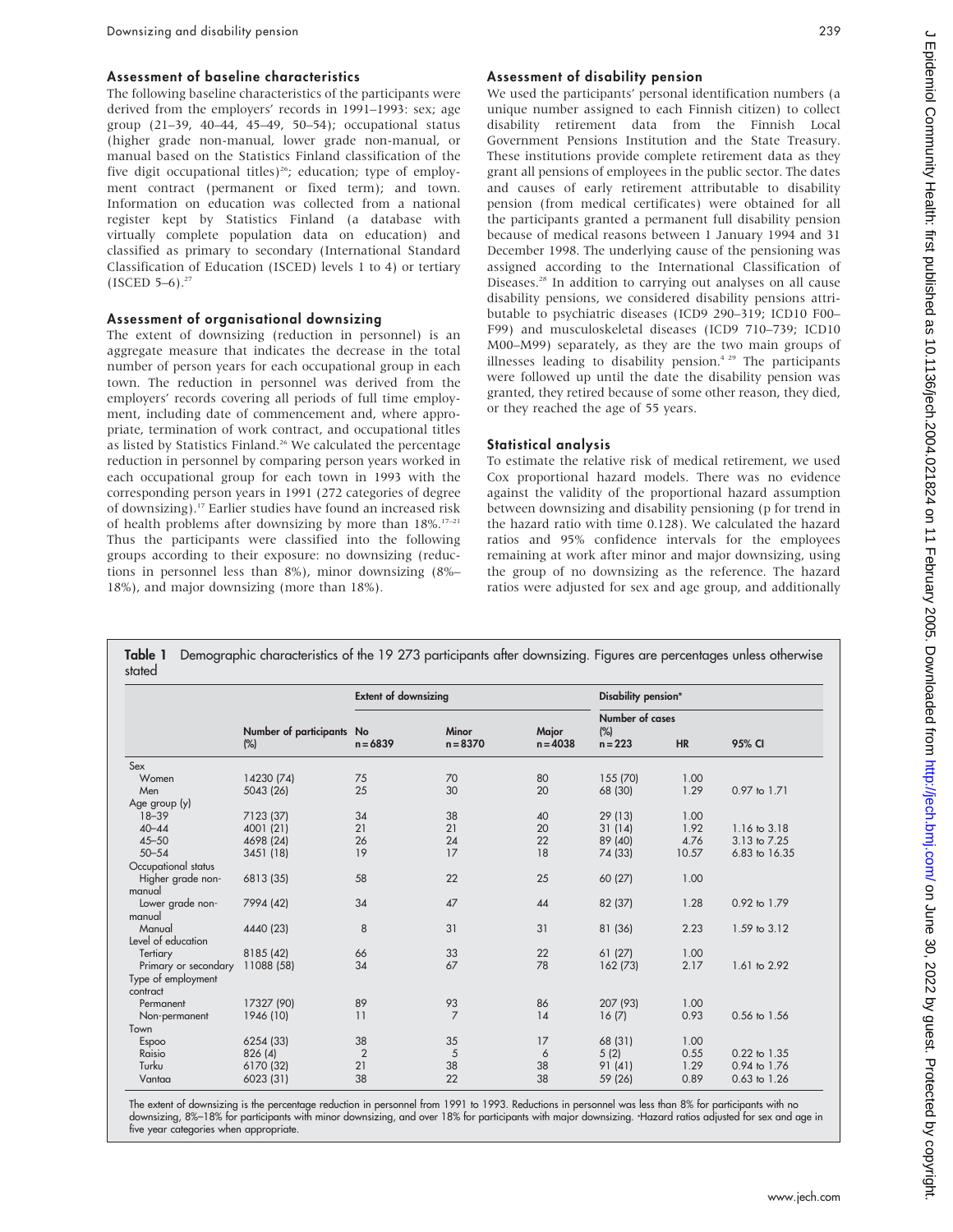### Assessment of baseline characteristics

The following baseline characteristics of the participants were derived from the employers' records in 1991–1993: sex; age group (21–39, 40–44, 45–49, 50–54); occupational status (higher grade non-manual, lower grade non-manual, or manual based on the Statistics Finland classification of the five digit occupational titles)[26]; education; type of employment contract (permanent or fixed term); and town. Information on education was collected from a national register kept by Statistics Finland (a database with virtually complete population data on education) and classified as primary to secondary (International Standard Classification of Education (ISCED) levels 1 to 4) or tertiary (ISCED 5–6).[27]

### Assessment of organisational downsizing

The extent of downsizing (reduction in personnel) is an aggregate measure that indicates the decrease in the total number of person years for each occupational group in each town. The reduction in personnel was derived from the employers' records covering all periods of full time employment, including date of commencement and, where appropriate, termination of work contract, and occupational titles as listed by Statistics Finland.[26] We calculated the percentage reduction in personnel by comparing person years worked in each occupational group for each town in 1993 with the corresponding person years in 1991 (272 categories of degree of downsizing).[17] Earlier studies have found an increased risk of health problems after downsizing by more than 18%.[17–21] Thus the participants were classified into the following groups according to their exposure: no downsizing (reductions in personnel less than 8%), minor downsizing (8%–18%), and major downsizing (more than 18%).

### Assessment of disability pension

We used the participants' personal identification numbers (a unique number assigned to each Finnish citizen) to collect disability retirement data from the Finnish Local Government Pensions Institution and the State Treasury. These institutions provide complete retirement data as they grant all pensions of employees in the public sector. The dates and causes of early retirement attributable to disability pension (from medical certificates) were obtained for all the participants granted a permanent full disability pension because of medical reasons between 1 January 1994 and 31 December 1998. The underlying cause of the pensioning was assigned according to the International Classification of Diseases.[28] In addition to carrying out analyses on all cause disability pensions, we considered disability pensions attributable to psychiatric diseases (ICD9 290–319; ICD10 F00–F99) and musculoskeletal diseases (ICD9 710–739; ICD10 M00–M99) separately, as they are the two main groups of illnesses leading to disability pension.[4,29] The participants were followed up until the date the disability pension was granted, they retired because of some other reason, they died, or they reached the age of 55 years.

### Statistical analysis

To estimate the relative risk of medical retirement, we used Cox proportional hazard models. There was no evidence against the validity of the proportional hazard assumption between downsizing and disability pensioning (p for trend in the hazard ratio with time 0.128). We calculated the hazard ratios and 95% confidence intervals for the employees remaining at work after minor and major downsizing, using the group of no downsizing as the reference. The hazard ratios were adjusted for sex and age group, and additionally

**Table 1** Demographic characteristics of the 19 273 participants after downsizing. Figures are percentages unless otherwise stated

| | Number of participants (%) | Extent of downsizing | | | Disability pension* | | |
|---|---|---|---|---|---|---|---|
| | | No n = 6839 | Minor n = 8370 | Major n = 4038 | Number of cases (%) n = 223 | HR | 95% CI |
| **Sex** | | | | | | | |
| Women | 14230 (74) | 75 | 70 | 80 | 155 (70) | 1.00 | |
| Men | 5043 (26) | 25 | 30 | 20 | 68 (30) | 1.29 | 0.97 to 1.71 |
| **Age group (y)** | | | | | | | |
| 18–39 | 7123 (37) | 34 | 38 | 40 | 29 (13) | 1.00 | |
| 40–44 | 4001 (21) | 21 | 21 | 20 | 31 (14) | 1.92 | 1.16 to 3.18 |
| 45–50 | 4698 (24) | 26 | 24 | 22 | 89 (40) | 4.76 | 3.13 to 7.25 |
| 50–54 | 3451 (18) | 19 | 17 | 18 | 74 (33) | 10.57 | 6.83 to 16.35 |
| **Occupational status** | | | | | | | |
| Higher grade non-manual | 6813 (35) | 58 | 22 | 25 | 60 (27) | 1.00 | |
| Lower grade non-manual | 7994 (42) | 34 | 47 | 44 | 82 (37) | 1.28 | 0.92 to 1.79 |
| Manual | 4440 (23) | 8 | 31 | 31 | 81 (36) | 2.23 | 1.59 to 3.12 |
| **Level of education** | | | | | | | |
| Tertiary | 8185 (42) | 66 | 33 | 22 | 61 (27) | 1.00 | |
| Primary or secondary | 11088 (58) | 34 | 67 | 78 | 162 (73) | 2.17 | 1.61 to 2.92 |
| **Type of employment contract** | | | | | | | |
| Permanent | 17327 (90) | 89 | 93 | 86 | 207 (93) | 1.00 | |
| Non-permanent | 1946 (10) | 11 | 7 | 14 | 16 (7) | 0.93 | 0.56 to 1.56 |
| **Town** | | | | | | | |
| Espoo | 6254 (33) | 38 | 35 | 17 | 68 (31) | 1.00 | |
| Raisio | 826 (4) | 2 | 5 | 6 | 5 (2) | 0.55 | 0.22 to 1.35 |
| Turku | 6170 (32) | 21 | 38 | 38 | 91 (41) | 1.29 | 0.94 to 1.76 |
| Vantaa | 6023 (31) | 38 | 22 | 38 | 59 (26) | 0.89 | 0.63 to 1.26 |

The extent of downsizing is the percentage reduction in personnel from 1991 to 1993. Reductions in personnel was less than 8% for participants with no downsizing, 8%–18% for participants with minor downsizing, and over 18% for participants with major downsizing. *Hazard ratios adjusted for sex and age in five year categories when appropriate.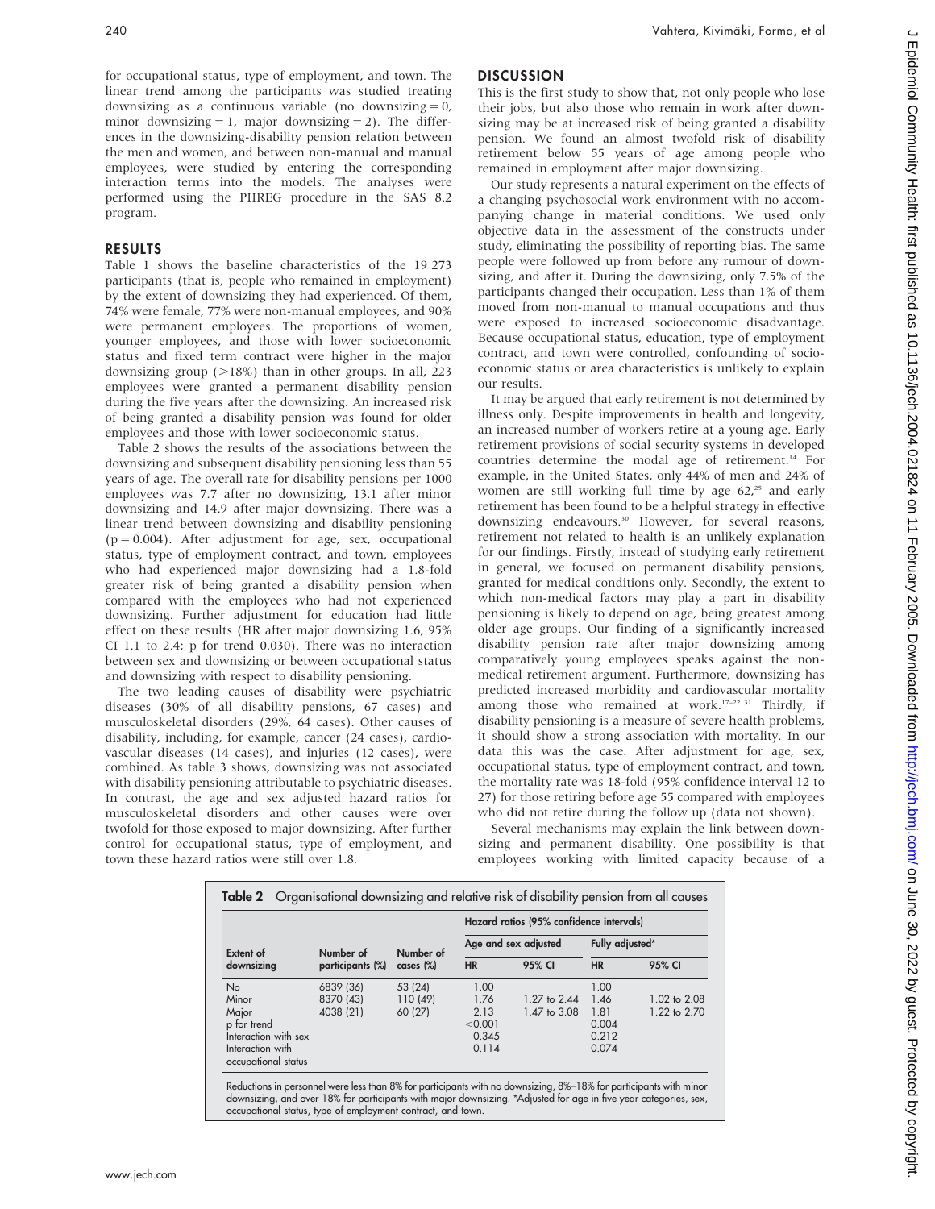for occupational status, type of employment, and town. The linear trend among the participants was studied treating downsizing as a continuous variable (no downsizing = 0, minor downsizing = 1, major downsizing = 2). The differences in the downsizing-disability pension relation between the men and women, and between non-manual and manual employees, were studied by entering the corresponding interaction terms into the models. The analyses were performed using the PHREG procedure in the SAS 8.2 program.

## RESULTS

Table 1 shows the baseline characteristics of the 19 273 participants (that is, people who remained in employment) by the extent of downsizing they had experienced. Of them, 74% were female, 77% were non-manual employees, and 90% were permanent employees. The proportions of women, younger employees, and those with lower socioeconomic status and fixed term contract were higher in the major downsizing group (>18%) than in other groups. In all, 223 employees were granted a permanent disability pension during the five years after the downsizing. An increased risk of being granted a disability pension was found for older employees and those with lower socioeconomic status.

Table 2 shows the results of the associations between the downsizing and subsequent disability pensioning less than 55 years of age. The overall rate for disability pensions per 1000 employees was 7.7 after no downsizing, 13.1 after minor downsizing and 14.9 after major downsizing. There was a linear trend between downsizing and disability pensioning (p = 0.004). After adjustment for age, sex, occupational status, type of employment contract, and town, employees who had experienced major downsizing had a 1.8-fold greater risk of being granted a disability pension when compared with the employees who had not experienced downsizing. Further adjustment for education had little effect on these results (HR after major downsizing 1.6, 95% CI 1.1 to 2.4; p for trend 0.030). There was no interaction between sex and downsizing or between occupational status and downsizing with respect to disability pensioning.

The two leading causes of disability were psychiatric diseases (30% of all disability pensions, 67 cases) and musculoskeletal disorders (29%, 64 cases). Other causes of disability, including, for example, cancer (24 cases), cardiovascular diseases (14 cases), and injuries (12 cases), were combined. As table 3 shows, downsizing was not associated with disability pensioning attributable to psychiatric diseases. In contrast, the age and sex adjusted hazard ratios for musculoskeletal disorders and other causes were over twofold for those exposed to major downsizing. After further control for occupational status, type of employment, and town these hazard ratios were still over 1.8.

## DISCUSSION

This is the first study to show that, not only people who lose their jobs, but also those who remain in work after downsizing may be at increased risk of being granted a disability pension. We found an almost twofold risk of disability retirement below 55 years of age among people who remained in employment after major downsizing.

Our study represents a natural experiment on the effects of a changing psychosocial work environment with no accompanying change in material conditions. We used only objective data in the assessment of the constructs under study, eliminating the possibility of reporting bias. The same people were followed up from before any rumour of downsizing, and after it. During the downsizing, only 7.5% of the participants changed their occupation. Less than 1% of them moved from non-manual to manual occupations and thus were exposed to increased socioeconomic disadvantage. Because occupational status, education, type of employment contract, and town were controlled, confounding of socioeconomic status or area characteristics is unlikely to explain our results.

It may be argued that early retirement is not determined by illness only. Despite improvements in health and longevity, an increased number of workers retire at a young age. Early retirement provisions of social security systems in developed countries determine the modal age of retirement.[14] For example, in the United States, only 44% of men and 24% of women are still working full time by age 62,[25] and early retirement has been found to be a helpful strategy in effective downsizing endeavours.[30] However, for several reasons, retirement not related to health is an unlikely explanation for our findings. Firstly, instead of studying early retirement in general, we focused on permanent disability pensions, granted for medical conditions only. Secondly, the extent to which non-medical factors may play a part in disability pensioning is likely to depend on age, being greatest among older age groups. Our finding of a significantly increased disability pension rate after major downsizing among comparatively young employees speaks against the non-medical retirement argument. Furthermore, downsizing has predicted increased morbidity and cardiovascular mortality among those who remained at work.[17–22 31] Thirdly, if disability pensioning is a measure of severe health problems, it should show a strong association with mortality. In our data this was the case. After adjustment for age, sex, occupational status, type of employment contract, and town, the mortality rate was 18-fold (95% confidence interval 12 to 27) for those retiring before age 55 compared with employees who did not retire during the follow up (data not shown).

Several mechanisms may explain the link between downsizing and permanent disability. One possibility is that employees working with limited capacity because of a

**Table 2** Organisational downsizing and relative risk of disability pension from all causes

| Extent of downsizing | Number of participants (%) | Number of cases (%) | Hazard ratios (95% confidence intervals) | | | |
|---|---|---|---|---|---|---|
| | | | Age and sex adjusted | | Fully adjusted* | |
| | | | HR | 95% CI | HR | 95% CI |
| No | 6839 (36) | 53 (24) | 1.00 | | 1.00 | |
| Minor | 8370 (43) | 110 (49) | 1.76 | 1.27 to 2.44 | 1.46 | 1.02 to 2.08 |
| Major | 4038 (21) | 60 (27) | 2.13 | 1.47 to 3.08 | 1.81 | 1.22 to 2.70 |
| p for trend | | | <0.001 | | 0.004 | |
| Interaction with sex | | | 0.345 | | 0.212 | |
| Interaction with occupational status | | | 0.114 | | 0.074 | |

Reductions in personnel were less than 8% for participants with no downsizing, 8%–18% for participants with minor downsizing, and over 18% for participants with major downsizing. *Adjusted for age in five year categories, sex, occupational status, type of employment contract, and town.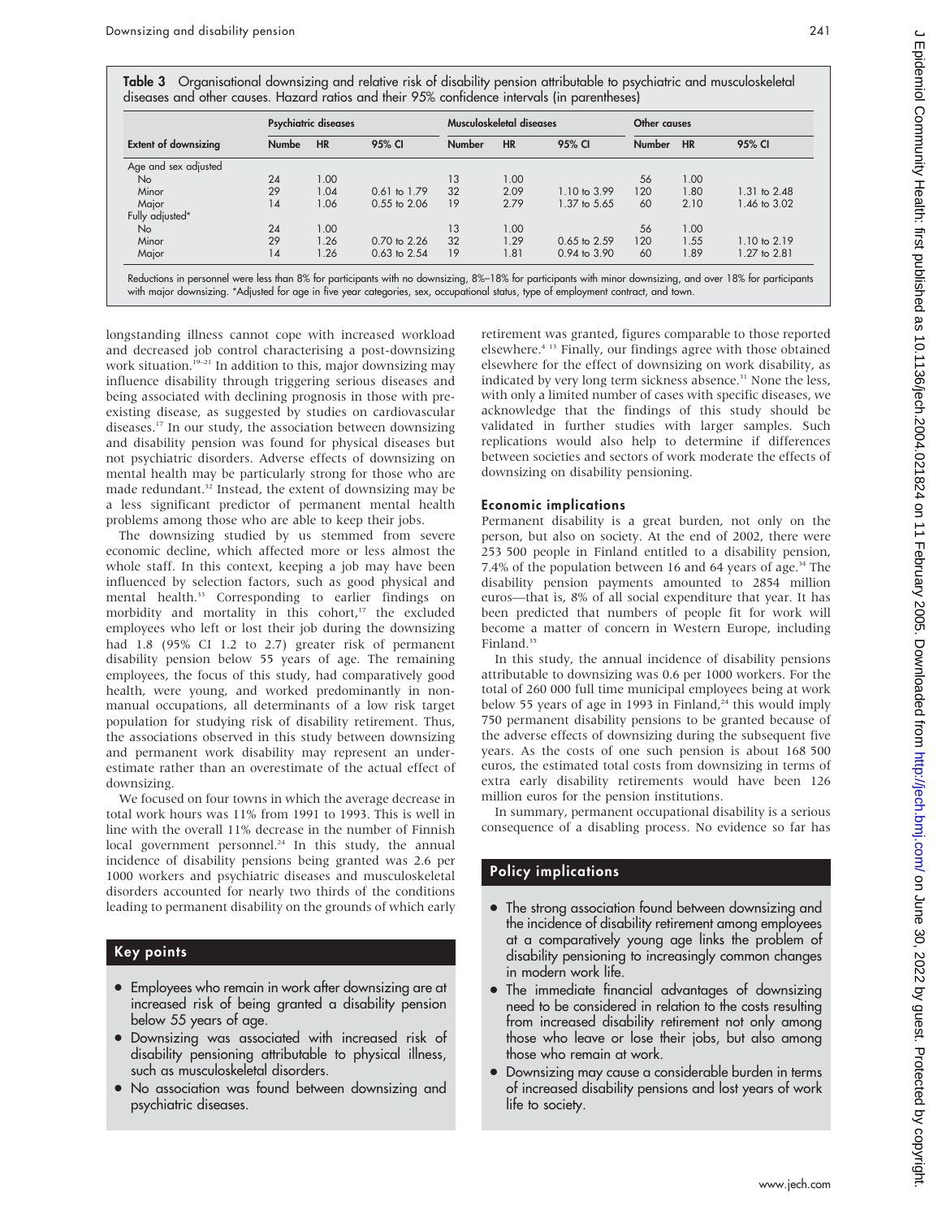**Table 3** Organisational downsizing and relative risk of disability pension attributable to psychiatric and musculoskeletal diseases and other causes. Hazard ratios and their 95% confidence intervals (in parentheses)

| Extent of downsizing | Psychiatric diseases | | | Musculoskeletal diseases | | | Other causes | | |
|---|---|---|---|---|---|---|---|---|---|
| | Numbe | HR | 95% CI | Number | HR | 95% CI | Number | HR | 95% CI |
| Age and sex adjusted | | | | | | | | | |
| No | 24 | 1.00 | | 13 | 1.00 | | 56 | 1.00 | |
| Minor | 29 | 1.04 | 0.61 to 1.79 | 32 | 2.09 | 1.10 to 3.99 | 120 | 1.80 | 1.31 to 2.48 |
| Major | 14 | 1.06 | 0.55 to 2.06 | 19 | 2.79 | 1.37 to 5.65 | 60 | 2.10 | 1.46 to 3.02 |
| Fully adjusted* | | | | | | | | | |
| No | 24 | 1.00 | | 13 | 1.00 | | 56 | 1.00 | |
| Minor | 29 | 1.26 | 0.70 to 2.26 | 32 | 1.29 | 0.65 to 2.59 | 120 | 1.55 | 1.10 to 2.19 |
| Major | 14 | 1.26 | 0.63 to 2.54 | 19 | 1.81 | 0.94 to 3.90 | 60 | 1.89 | 1.27 to 2.81 |

Reductions in personnel were less than 8% for participants with no downsizing, 8%–18% for participants with minor downsizing, and over 18% for participants with major downsizing. *Adjusted for age in five year categories, sex, occupational status, type of employment contract, and town.

longstanding illness cannot cope with increased workload and decreased job control characterising a post-downsizing work situation.[19–21] In addition to this, major downsizing may influence disability through triggering serious diseases and being associated with declining prognosis in those with pre-existing disease, as suggested by studies on cardiovascular diseases.[17] In our study, the association between downsizing and disability pension was found for physical diseases but not psychiatric disorders. Adverse effects of downsizing on mental health may be particularly strong for those who are made redundant.[32] Instead, the extent of downsizing may be a less significant predictor of permanent mental health problems among those who are able to keep their jobs.

The downsizing studied by us stemmed from severe economic decline, which affected more or less almost the whole staff. In this context, keeping a job may have been influenced by selection factors, such as good physical and mental health.[33] Corresponding to earlier findings on morbidity and mortality in this cohort,[17] the excluded employees who left or lost their job during the downsizing had 1.8 (95% CI 1.2 to 2.7) greater risk of permanent disability pension below 55 years of age. The remaining employees, the focus of this study, had comparatively good health, were young, and worked predominantly in non-manual occupations, all determinants of a low risk target population for studying risk of disability retirement. Thus, the associations observed in this study between downsizing and permanent work disability may represent an underestimate rather than an overestimate of the actual effect of downsizing.

We focused on four towns in which the average decrease in total work hours was 11% from 1991 to 1993. This is well in line with the overall 11% decrease in the number of Finnish local government personnel.[24] In this study, the annual incidence of disability pensions being granted was 2.6 per 1000 workers and psychiatric diseases and musculoskeletal disorders accounted for nearly two thirds of the conditions leading to permanent disability on the grounds of which early retirement was granted, figures comparable to those reported elsewhere.[4 13] Finally, our findings agree with those obtained elsewhere for the effect of downsizing on work disability, as indicated by very long term sickness absence.[31] None the less, with only a limited number of cases with specific diseases, we acknowledge that the findings of this study should be validated in further studies with larger samples. Such replications would also help to determine if differences between societies and sectors of work moderate the effects of downsizing on disability pensioning.

### Economic implications

Permanent disability is a great burden, not only on the person, but also on society. At the end of 2002, there were 253 500 people in Finland entitled to a disability pension, 7.4% of the population between 16 and 64 years of age.[34] The disability pension payments amounted to 2854 million euros—that is, 8% of all social expenditure that year. It has been predicted that numbers of people fit for work will become a matter of concern in Western Europe, including Finland.[35]

In this study, the annual incidence of disability pensions attributable to downsizing was 0.6 per 1000 workers. For the total of 260 000 full time municipal employees being at work below 55 years of age in 1993 in Finland,[24] this would imply 750 permanent disability pensions to be granted because of the adverse effects of downsizing during the subsequent five years. As the costs of one such pension is about 168 500 euros, the estimated total costs from downsizing in terms of extra early disability retirements would have been 126 million euros for the pension institutions.

In summary, permanent occupational disability is a serious consequence of a disabling process. No evidence so far has

## Key points

- Employees who remain in work after downsizing are at increased risk of being granted a disability pension below 55 years of age.
- Downsizing was associated with increased risk of disability pensioning attributable to physical illness, such as musculoskeletal disorders.
- No association was found between downsizing and psychiatric diseases.

## Policy implications

- The strong association found between downsizing and the incidence of disability retirement among employees at a comparatively young age links the problem of disability pensioning to increasingly common changes in modern work life.
- The immediate financial advantages of downsizing need to be considered in relation to the costs resulting from increased disability retirement not only among those who leave or lose their jobs, but also among those who remain at work.
- Downsizing may cause a considerable burden in terms of increased disability pensions and lost years of work life to society.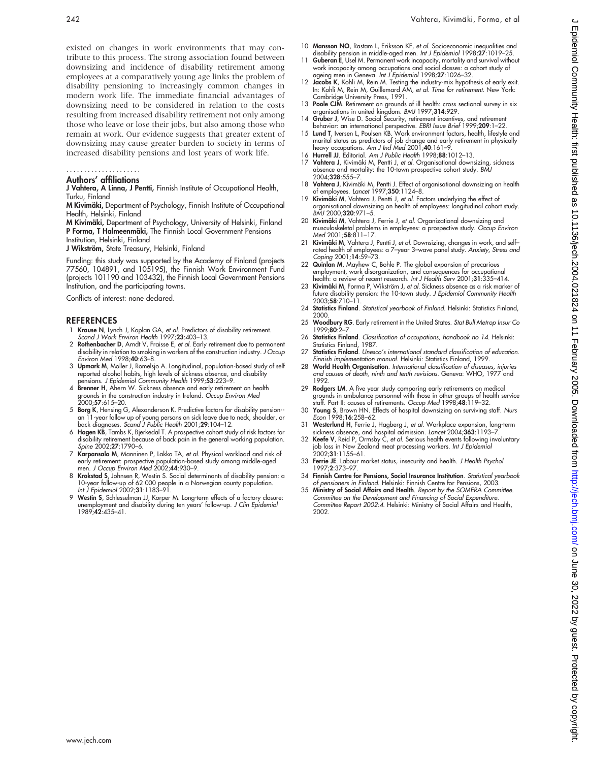existed on changes in work environments that may contribute to this process. The strong association found between downsizing and incidence of disability retirement among employees at a comparatively young age links the problem of disability pensioning to increasingly common changes in modern work life. The immediate financial advantages of downsizing need to be considered in relation to the costs resulting from increased disability retirement not only among those who leave or lose their jobs, but also among those who remain at work. Our evidence suggests that greater extent of downsizing may cause greater burden to society in terms of increased disability pensions and lost years of work life.

### Authors' affiliations

**J Vahtera, A Linna, J Pentti,** Finnish Institute of Occupational Health, Turku, Finland

**M Kivimäki,** Department of Psychology, Finnish Institute of Occupational Health, Helsinki, Finland

**M Kivimäki,** Department of Psychology, University of Helsinki, Finland

**P Forma, T Halmeenmäki,** The Finnish Local Government Pensions Institution, Helsinki, Finland

**J Wikström,** State Treasury, Helsinki, Finland

Funding: this study was supported by the Academy of Finland (projects 77560, 104891, and 105195), the Finnish Work Environment Fund (projects 101190 and 103432), the Finnish Local Government Pensions Institution, and the participating towns.

Conflicts of interest: none declared.

## REFERENCES

1. **Krause N**, Lynch J, Kaplan GA, *et al*. Predictors of disability retirement. *Scand J Work Environ Health* 1997;**23**:403–13.
2. **Rothenbacher D**, Arndt V, Fraisse E, *et al*. Early retirement due to permanent disability in relation to smoking in workers of the construction industry. *J Occup Environ Med* 1998;**40**:63–8.
3. **Upmark M**, Moller J, Romelsjo A. Longitudinal, population-based study of self reported alcohol habits, high levels of sickness absence, and disability pensions. *J Epidemiol Community Health* 1999;**53**:223–9.
4. **Brenner H**, Ahern W. Sickness absence and early retirement on health grounds in the construction industry in Ireland. *Occup Environ Med* 2000;**57**:615–20.
5. **Borg K**, Hensing G, Alexanderson K. Predictive factors for disability pension--an 11-year follow up of young persons on sick leave due to neck, shoulder, or back diagnoses. *Scand J Public Health* 2001;**29**:104–12.
6. **Hagen KB**, Tambs K, Bjerkedal T. A prospective cohort study of risk factors for disability retirement because of back pain in the general working population. *Spine* 2002;**27**:1790–6.
7. **Karpansalo M**, Manninen P, Lakka TA, *et al*. Physical workload and risk of early retirement: prospective population-based study among middle-aged men. *J Occup Environ Med* 2002;**44**:930–9.
8. **Krokstad S**, Johnsen R, Westin S. Social determinants of disability pension: a 10-year follow-up of 62 000 people in a Norwegian county population. *Int J Epidemiol* 2002;**31**:1183–91.
9. **Westin S**, Schlesselman JJ, Korper M. Long-term effects of a factory closure: unemployment and disability during ten years' follow-up. *J Clin Epidemiol* 1989;**42**:435–41.
10. **Mansson NO**, Rastam L, Eriksson KF, *et al*. Socioeconomic inequalities and disability pension in middle-aged men. *Int J Epidemiol* 1998;**27**:1019–25.
11. **Guberan E**, Usel M. Permanent work incapacity, mortality and survival without work incapacity among occupations and social classes: a cohort study of ageing men in Geneva. *Int J Epidemiol* 1998;**27**:1026–32.
12. **Jacobs K**, Kohli M, Rein M. Testing the industry-mix hypothesis of early exit. In: Kohli M, Rein M, Guillemard AM, *et al*. *Time for retirement*. New York: Cambridge University Press, 1991.
13. **Poole CJM**. Retirement on grounds of ill health: cross sectional survey in six organisations in united kingdom. *BMJ* 1997;**314**:929.
14. **Gruber J**, Wise D. Social Security, retirement incentives, and retirement behavior: an international perspective. *EBRI Issue Brief* 1999;**209**:1–22.
15. **Lund T**, Iversen L, Poulsen KB. Work environment factors, health, lifestyle and marital status as predictors of job change and early retirement in physically heavy occupations. *Am J Ind Med* 2001;**40**:161–9.
16. **Hurrell JJ**. Editorial. *Am J Public Health* 1998;**88**:1012–13.
17. **Vahtera J**, Kivimäki M, Pentti J, *et al*. Organisational downsizing, sickness absence and mortality: the 10-town prospective cohort study. *BMJ* 2004;**328**:555–7.
18. **Vahtera J**, Kivimäki M, Pentti J. Effect of organisational downsizing on health of employees. *Lancet* 1997;**350**:1124–8.
19. **Kivimäki M**, Vahtera J, Pentti J, *et al*. Factors underlying the effect of organisational downsizing on health of employees: longitudinal cohort study. *BMJ* 2000;**320**:971–5.
20. **Kivimäki M**, Vahtera J, Ferrie J, *et al*. Organizational downsizing and musculoskeletal problems in employees: a prospective study. *Occup Environ Med* 2001;**58**:811–17.
21. **Kivimäki M**, Vahtera J, Pentti J, *et al*. Downsizing, changes in work, and self–rated health of employees: a 7–year 3–wave panel study. *Anxiety, Stress and Coping* 2001;**14**:59–73.
22. **Quinlan M**, Mayhew C, Bohle P. The global expansion of precarious employment, work disorganization, and consequences for occupational health: a review of recent research. *Int J Health Serv* 2001;**31**:335–414.
23. **Kivimäki M**, Forma P, Wikström J, *et al*. Sickness absence as a risk marker of future disability pension: the 10-town study. *J Epidemiol Community Health* 2003;**58**:710–11.
24. **Statistics Finland**. *Statistical yearbook of Finland*. Helsinki: Statistics Finland, 2000.
25. **Woodbury RG**. Early retirement in the United States. *Stat Bull Metrop Insur Co* 1999;**80**:2–7.
26. **Statistics Finland**. *Classification of occupations, handbook no 14*. Helsinki: Statistics Finland, 1987.
27. **Statistics Finland**. *Unesco's international standard classification of education. Finnish implementation manual*. Helsinki: Statistics Finland, 1999.
28. **World Health Organisation**. *International classification of diseases, injuries and causes of death, ninth and tenth revisions*. Geneva: WHO, 1977 and 1992.
29. **Rodgers LM**. A five year study comparing early retirements on medical grounds in ambulance personnel with those in other groups of health service staff. Part II: causes of retirements. *Occup Med* 1998;**48**:119–32.
30. **Young S**, Brown HN. Effects of hospital downsizing on surviving staff. *Nurs Econ* 1998;**16**:258–62.
31. **Westerlund H**, Ferrie J, Hagberg J, *et al*. Workplace expansion, long-term sickness absence, and hospital admission. *Lancet* 2004;**363**:1193–7.
32. **Keefe V**, Reid P, Ormsby C, *et al*. Serious health events following involuntary job loss in New Zealand meat processing workers. *Int J Epidemiol* 2002;**31**:1155–61.
33. **Ferrie JE**. Labour market status, insecurity and health. *J Health Psychol* 1997;**2**:373–97.
34. **Finnish Centre for Pensions, Social Insurance Institution**. *Statistical yearbook of pensioners in Finland*. Helsinki: Finnish Centre for Pensions, 2003.
35. **Ministry of Social Affairs and Health**. *Report by the SOMERA Committee. Committee on the Development and Financing of Social Expenditure. Committee Report 2002:4*. Helsinki: Ministry of Social Affairs and Health, 2002.